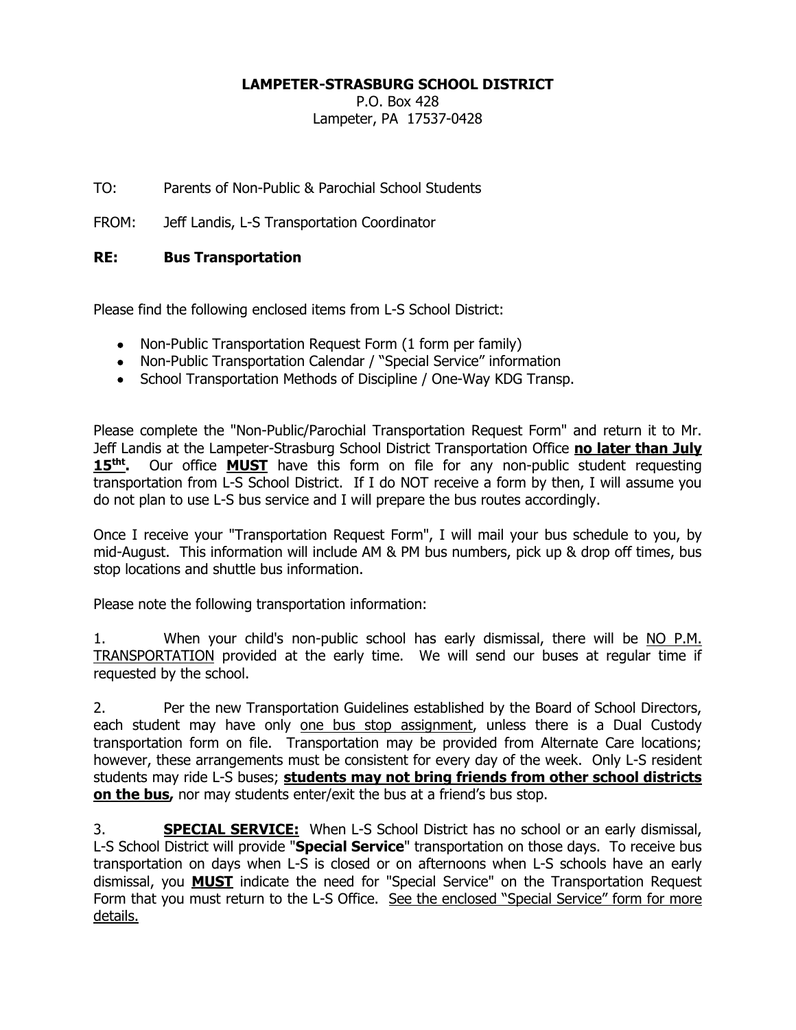**LAMPETER-STRASBURG SCHOOL DISTRICT**
P.O. Box 428
Lampeter, PA 17537-0428

TO: Parents of Non-Public & Parochial School Students

FROM: Jeff Landis, L-S Transportation Coordinator

**RE: Bus Transportation**

Please find the following enclosed items from L-S School District:

- Non-Public Transportation Request Form (1 form per family)
- Non-Public Transportation Calendar / "Special Service" information
- School Transportation Methods of Discipline / One-Way KDG Transp.

Please complete the "Non-Public/Parochial Transportation Request Form" and return it to Mr. Jeff Landis at the Lampeter-Strasburg School District Transportation Office **no later than July 15tht.** Our office **MUST** have this form on file for any non-public student requesting transportation from L-S School District. If I do NOT receive a form by then, I will assume you do not plan to use L-S bus service and I will prepare the bus routes accordingly.

Once I receive your "Transportation Request Form", I will mail your bus schedule to you, by mid-August. This information will include AM & PM bus numbers, pick up & drop off times, bus stop locations and shuttle bus information.

Please note the following transportation information:

1. When your child's non-public school has early dismissal, there will be NO P.M. TRANSPORTATION provided at the early time. We will send our buses at regular time if requested by the school.

2. Per the new Transportation Guidelines established by the Board of School Directors, each student may have only one bus stop assignment, unless there is a Dual Custody transportation form on file. Transportation may be provided from Alternate Care locations; however, these arrangements must be consistent for every day of the week. Only L-S resident students may ride L-S buses; **students may not bring friends from other school districts on the bus,** nor may students enter/exit the bus at a friend's bus stop.

3. **SPECIAL SERVICE:** When L-S School District has no school or an early dismissal, L-S School District will provide "**Special Service**" transportation on those days. To receive bus transportation on days when L-S is closed or on afternoons when L-S schools have an early dismissal, you **MUST** indicate the need for "Special Service" on the Transportation Request Form that you must return to the L-S Office. See the enclosed "Special Service" form for more details.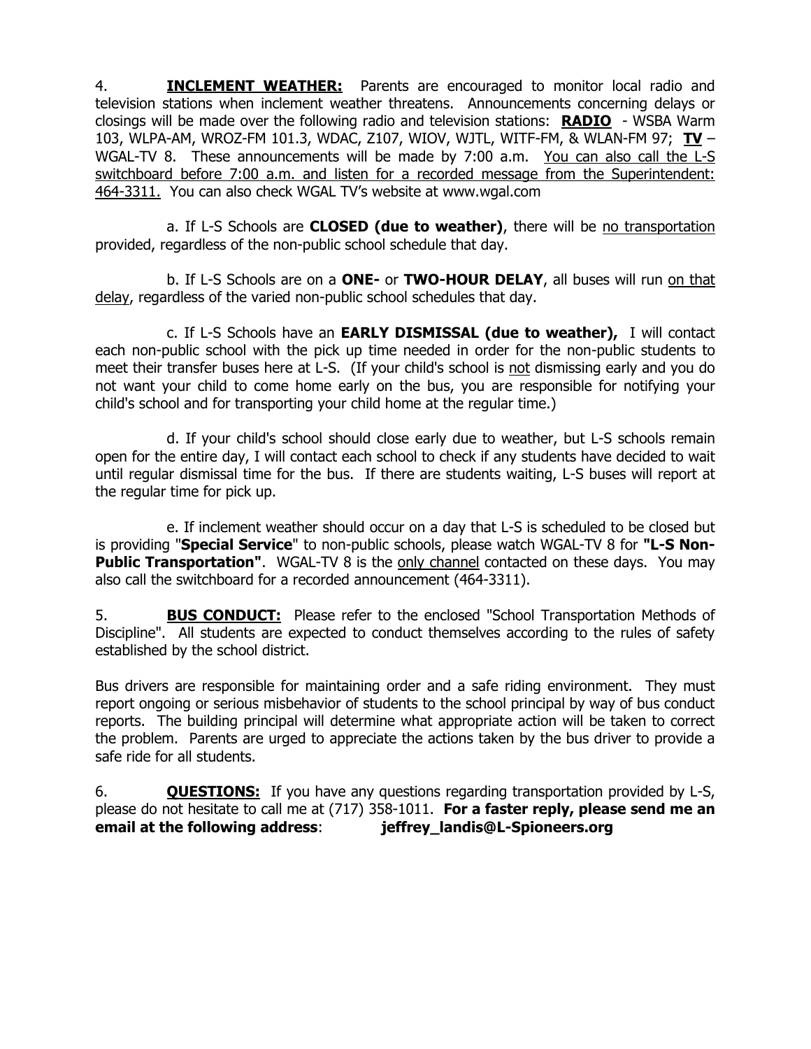4. **INCLEMENT WEATHER:** Parents are encouraged to monitor local radio and television stations when inclement weather threatens. Announcements concerning delays or closings will be made over the following radio and television stations: **RADIO** - WSBA Warm 103, WLPA-AM, WROZ-FM 101.3, WDAC, Z107, WIOV, WJTL, WITF-FM, & WLAN-FM 97; **TV** – WGAL-TV 8. These announcements will be made by 7:00 a.m. You can also call the L-S switchboard before 7:00 a.m. and listen for a recorded message from the Superintendent: 464-3311. You can also check WGAL TV's website at www.wgal.com

a. If L-S Schools are **CLOSED (due to weather)**, there will be no transportation provided, regardless of the non-public school schedule that day.

b. If L-S Schools are on a **ONE-** or **TWO-HOUR DELAY**, all buses will run on that delay, regardless of the varied non-public school schedules that day.

c. If L-S Schools have an **EARLY DISMISSAL (due to weather),** I will contact each non-public school with the pick up time needed in order for the non-public students to meet their transfer buses here at L-S. (If your child's school is not dismissing early and you do not want your child to come home early on the bus, you are responsible for notifying your child's school and for transporting your child home at the regular time.)

d. If your child's school should close early due to weather, but L-S schools remain open for the entire day, I will contact each school to check if any students have decided to wait until regular dismissal time for the bus. If there are students waiting, L-S buses will report at the regular time for pick up.

e. If inclement weather should occur on a day that L-S is scheduled to be closed but is providing "**Special Service**" to non-public schools, please watch WGAL-TV 8 for **"L-S Non-Public Transportation"**. WGAL-TV 8 is the only channel contacted on these days. You may also call the switchboard for a recorded announcement (464-3311).

5. **BUS CONDUCT:** Please refer to the enclosed "School Transportation Methods of Discipline". All students are expected to conduct themselves according to the rules of safety established by the school district.

Bus drivers are responsible for maintaining order and a safe riding environment. They must report ongoing or serious misbehavior of students to the school principal by way of bus conduct reports. The building principal will determine what appropriate action will be taken to correct the problem. Parents are urged to appreciate the actions taken by the bus driver to provide a safe ride for all students.

6. **QUESTIONS:** If you have any questions regarding transportation provided by L-S, please do not hesitate to call me at (717) 358-1011. **For a faster reply, please send me an email at the following address**: **jeffrey_landis@L-Spioneers.org**